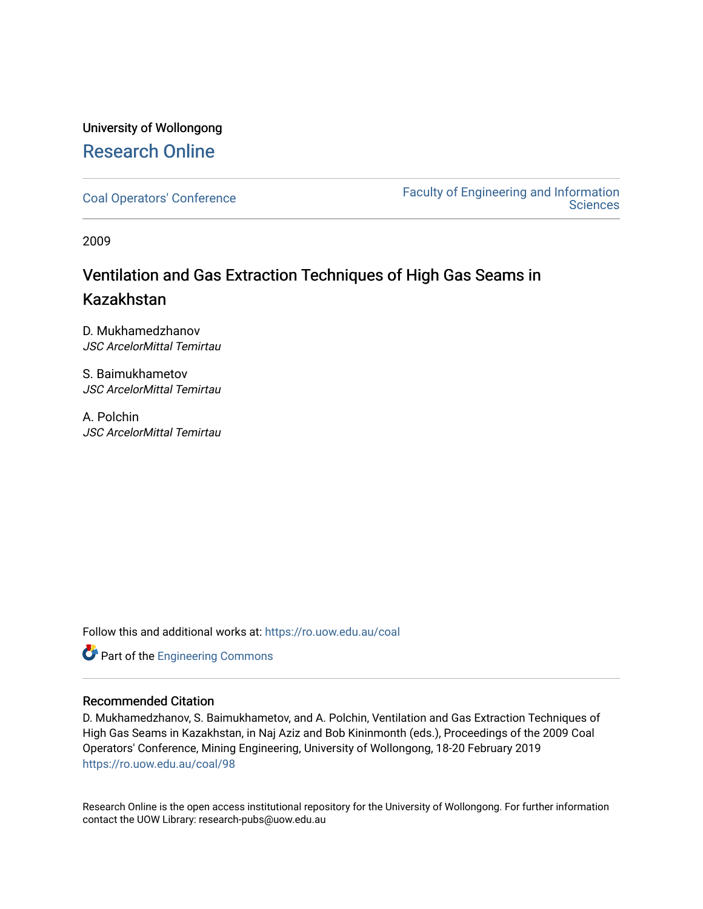University of Wollongong

# Research Online

Coal Operators' Conference

Faculty of Engineering and Information Sciences

2009

## Ventilation and Gas Extraction Techniques of High Gas Seams in Kazakhstan

D. Mukhamedzhanov
*JSC ArcelorMittal Temirtau*

S. Baimukhametov
*JSC ArcelorMittal Temirtau*

A. Polchin
*JSC ArcelorMittal Temirtau*

Follow this and additional works at: https://ro.uow.edu.au/coal

Part of the Engineering Commons

### Recommended Citation

D. Mukhamedzhanov, S. Baimukhametov, and A. Polchin, Ventilation and Gas Extraction Techniques of High Gas Seams in Kazakhstan, in Naj Aziz and Bob Kininmonth (eds.), Proceedings of the 2009 Coal Operators' Conference, Mining Engineering, University of Wollongong, 18-20 February 2019
https://ro.uow.edu.au/coal/98

Research Online is the open access institutional repository for the University of Wollongong. For further information contact the UOW Library: research-pubs@uow.edu.au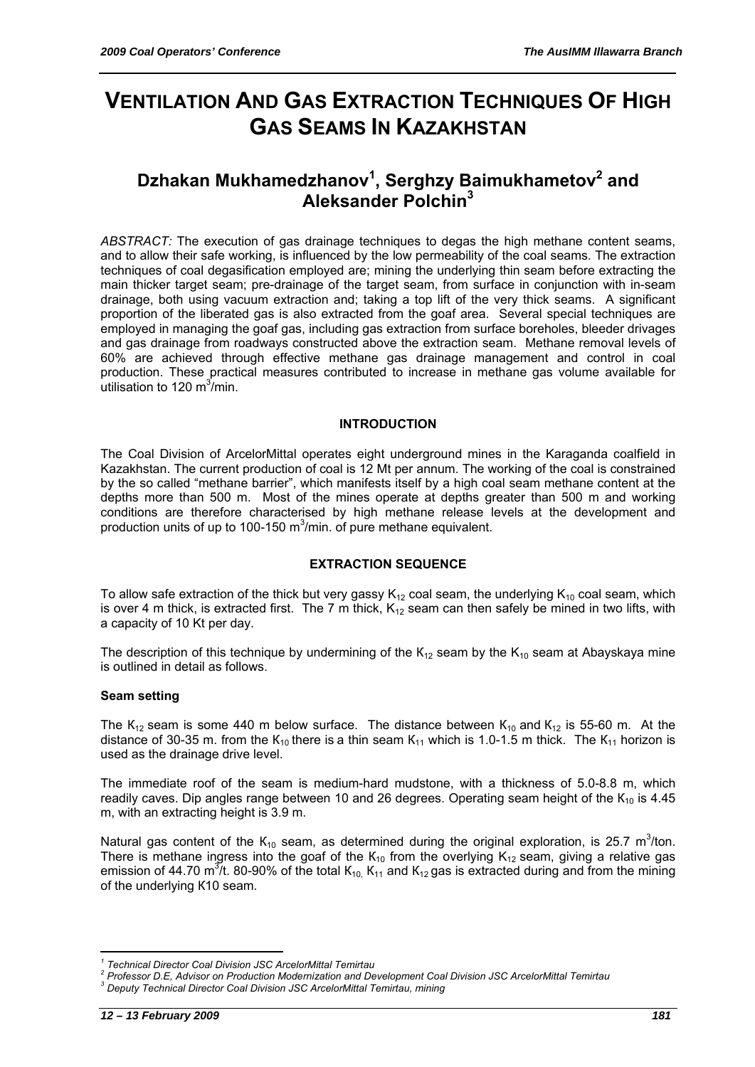# VENTILATION AND GAS EXTRACTION TECHNIQUES OF HIGH GAS SEAMS IN KAZAKHSTAN

## Dzhakan Mukhamedzhanov[1], Serghzy Baimukhametov[2] and Aleksander Polchin[3]

*ABSTRACT:* The execution of gas drainage techniques to degas the high methane content seams, and to allow their safe working, is influenced by the low permeability of the coal seams. The extraction techniques of coal degasification employed are; mining the underlying thin seam before extracting the main thicker target seam; pre-drainage of the target seam, from surface in conjunction with in-seam drainage, both using vacuum extraction and; taking a top lift of the very thick seams. A significant proportion of the liberated gas is also extracted from the goaf area. Several special techniques are employed in managing the goaf gas, including gas extraction from surface boreholes, bleeder drivages and gas drainage from roadways constructed above the extraction seam. Methane removal levels of 60% are achieved through effective methane gas drainage management and control in coal production. These practical measures contributed to increase in methane gas volume available for utilisation to 120 $m^3$/min.

### INTRODUCTION

The Coal Division of ArcelorMittal operates eight underground mines in the Karaganda coalfield in Kazakhstan. The current production of coal is 12 Mt per annum. The working of the coal is constrained by the so called "methane barrier", which manifests itself by a high coal seam methane content at the depths more than 500 m. Most of the mines operate at depths greater than 500 m and working conditions are therefore characterised by high methane release levels at the development and production units of up to 100-150 $m^3$/min. of pure methane equivalent.

### EXTRACTION SEQUENCE

To allow safe extraction of the thick but very gassy $K_{12}$ coal seam, the underlying $K_{10}$ coal seam, which is over 4 m thick, is extracted first. The 7 m thick, $K_{12}$ seam can then safely be mined in two lifts, with a capacity of 10 Kt per day.

The description of this technique by undermining of the $K_{12}$ seam by the $K_{10}$ seam at Abayskaya mine is outlined in detail as follows.

#### Seam setting

The $K_{12}$ seam is some 440 m below surface. The distance between $K_{10}$ and $K_{12}$ is 55-60 m. At the distance of 30-35 m. from the $K_{10}$ there is a thin seam $K_{11}$ which is 1.0-1.5 m thick. The $K_{11}$ horizon is used as the drainage drive level.

The immediate roof of the seam is medium-hard mudstone, with a thickness of 5.0-8.8 m, which readily caves. Dip angles range between 10 and 26 degrees. Operating seam height of the $K_{10}$ is 4.45 m, with an extracting height is 3.9 m.

Natural gas content of the $K_{10}$ seam, as determined during the original exploration, is 25.7 $m^3$/ton. There is methane ingress into the goaf of the $K_{10}$ from the overlying $K_{12}$ seam, giving a relative gas emission of 44.70 $m^3$/t. 80-90% of the total $K_{10}$, $K_{11}$ and $K_{12}$ gas is extracted during and from the mining of the underlying K10 seam.

---

[1] Technical Director Coal Division JSC ArcelorMittal Temirtau
[2] Professor D.E, Advisor on Production Modernization and Development Coal Division JSC ArcelorMittal Temirtau
[3] Deputy Technical Director Coal Division JSC ArcelorMittal Temirtau, mining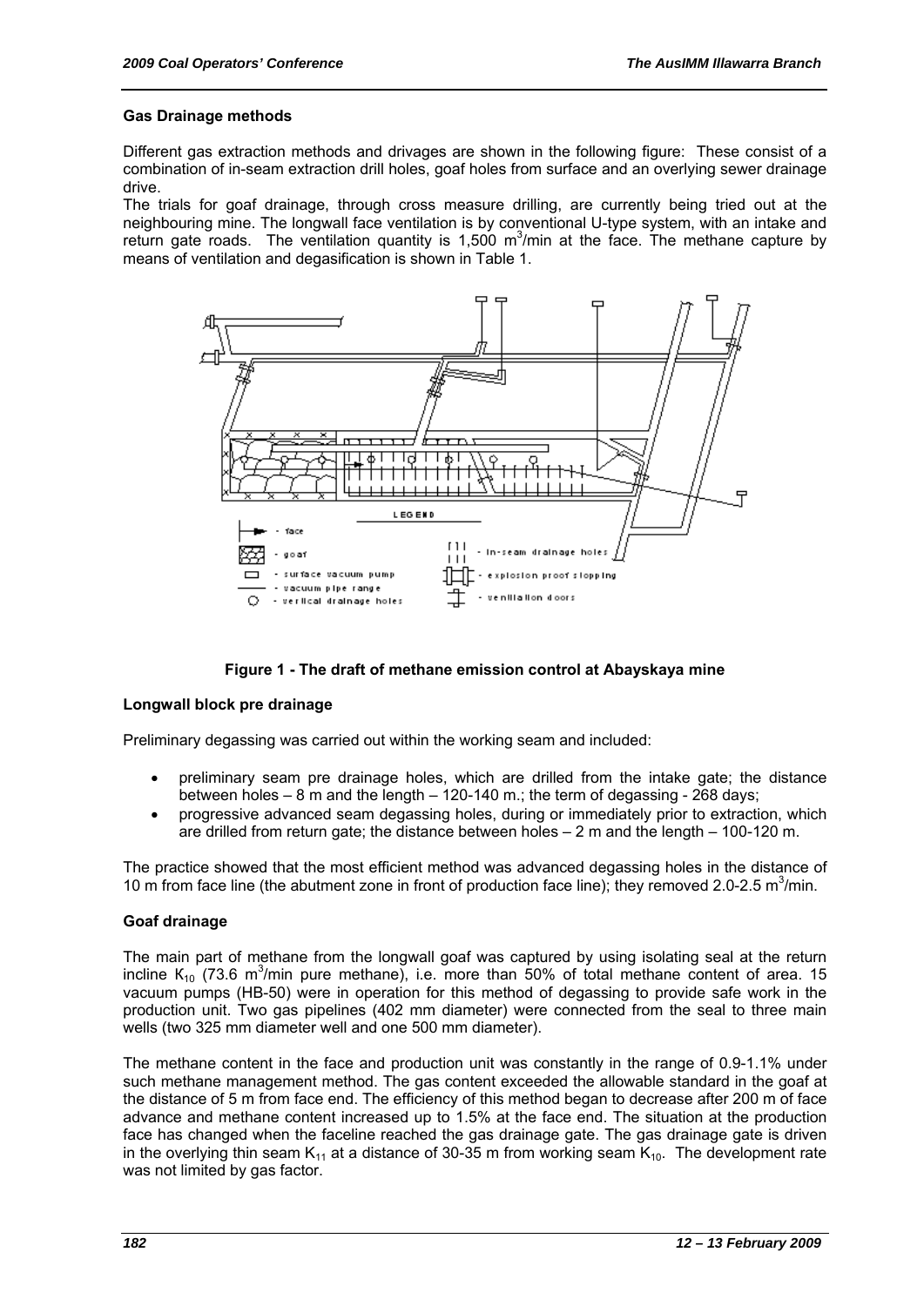### Gas Drainage methods

Different gas extraction methods and drivages are shown in the following figure: These consist of a combination of in-seam extraction drill holes, goaf holes from surface and an overlying sewer drainage drive.

The trials for goaf drainage, through cross measure drilling, are currently being tried out at the neighbouring mine. The longwall face ventilation is by conventional U-type system, with an intake and return gate roads. The ventilation quantity is 1,500 $m^3$/min at the face. The methane capture by means of ventilation and degasification is shown in Table 1.

**Figure 1 - The draft of methane emission control at Abayskaya mine**

### Longwall block pre drainage

Preliminary degassing was carried out within the working seam and included:

- preliminary seam pre drainage holes, which are drilled from the intake gate; the distance between holes – 8 m and the length – 120-140 m.; the term of degassing - 268 days;
- progressive advanced seam degassing holes, during or immediately prior to extraction, which are drilled from return gate; the distance between holes – 2 m and the length – 100-120 m.

The practice showed that the most efficient method was advanced degassing holes in the distance of 10 m from face line (the abutment zone in front of production face line); they removed 2.0-2.5 $m^3$/min.

### Goaf drainage

The main part of methane from the longwall goaf was captured by using isolating seal at the return incline $K_{10}$ (73.6 $m^3$/min pure methane), i.e. more than 50% of total methane content of area. 15 vacuum pumps (HB-50) were in operation for this method of degassing to provide safe work in the production unit. Two gas pipelines (402 mm diameter) were connected from the seal to three main wells (two 325 mm diameter well and one 500 mm diameter).

The methane content in the face and production unit was constantly in the range of 0.9-1.1% under such methane management method. The gas content exceeded the allowable standard in the goaf at the distance of 5 m from face end. The efficiency of this method began to decrease after 200 m of face advance and methane content increased up to 1.5% at the face end. The situation at the production face has changed when the faceline reached the gas drainage gate. The gas drainage gate is driven in the overlying thin seam $K_{11}$ at a distance of 30-35 m from working seam $K_{10}$. The development rate was not limited by gas factor.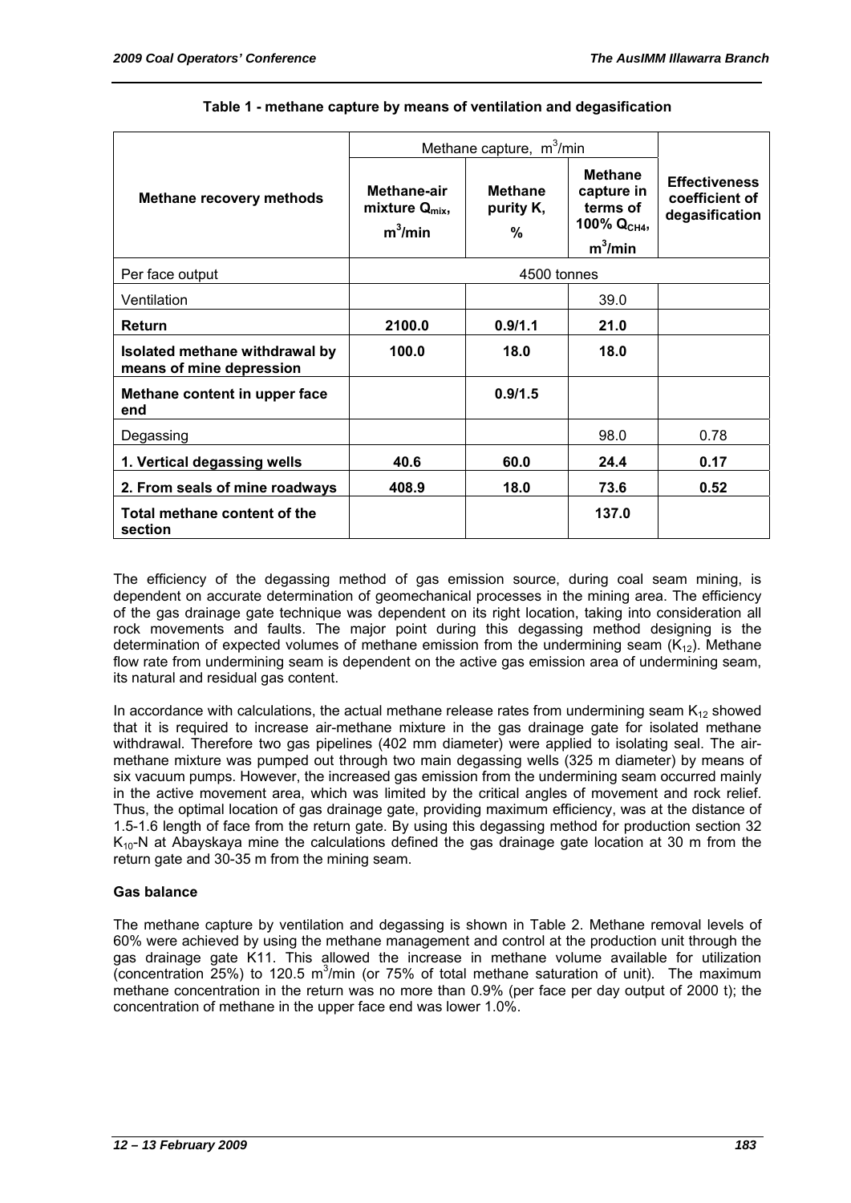**Table 1 - methane capture by means of ventilation and degasification**

| Methane recovery methods | Methane capture, $m^3$/min | | | Effectiveness coefficient of degasification |
|---|---|---|---|---|
| | **Methane-air mixture $Q_{mix}$, $m^3$/min** | **Methane purity K, %** | **Methane capture in terms of 100% $Q_{CH4}$, $m^3$/min** | |
| Per face output | 4500 tonnes | | | |
| Ventilation | | | 39.0 | |
| **Return** | **2100.0** | **0.9/1.1** | **21.0** | |
| **Isolated methane withdrawal by means of mine depression** | **100.0** | **18.0** | **18.0** | |
| **Methane content in upper face end** | | **0.9/1.5** | | |
| Degassing | | | 98.0 | 0.78 |
| **1. Vertical degassing wells** | **40.6** | **60.0** | **24.4** | **0.17** |
| **2. From seals of mine roadways** | **408.9** | **18.0** | **73.6** | **0.52** |
| **Total methane content of the section** | | | **137.0** | |

The efficiency of the degassing method of gas emission source, during coal seam mining, is dependent on accurate determination of geomechanical processes in the mining area. The efficiency of the gas drainage gate technique was dependent on its right location, taking into consideration all rock movements and faults. The major point during this degassing method designing is the determination of expected volumes of methane emission from the undermining seam ($K_{12}$). Methane flow rate from undermining seam is dependent on the active gas emission area of undermining seam, its natural and residual gas content.

In accordance with calculations, the actual methane release rates from undermining seam $K_{12}$ showed that it is required to increase air-methane mixture in the gas drainage gate for isolated methane withdrawal. Therefore two gas pipelines (402 mm diameter) were applied to isolating seal. The air-methane mixture was pumped out through two main degassing wells (325 m diameter) by means of six vacuum pumps. However, the increased gas emission from the undermining seam occurred mainly in the active movement area, which was limited by the critical angles of movement and rock relief. Thus, the optimal location of gas drainage gate, providing maximum efficiency, was at the distance of 1.5-1.6 length of face from the return gate. By using this degassing method for production section 32 $K_{10}$-N at Abayskaya mine the calculations defined the gas drainage gate location at 30 m from the return gate and 30-35 m from the mining seam.

**Gas balance**

The methane capture by ventilation and degassing is shown in Table 2. Methane removal levels of 60% were achieved by using the methane management and control at the production unit through the gas drainage gate K11. This allowed the increase in methane volume available for utilization (concentration 25%) to 120.5 $m^3$/min (or 75% of total methane saturation of unit). The maximum methane concentration in the return was no more than 0.9% (per face per day output of 2000 t); the concentration of methane in the upper face end was lower 1.0%.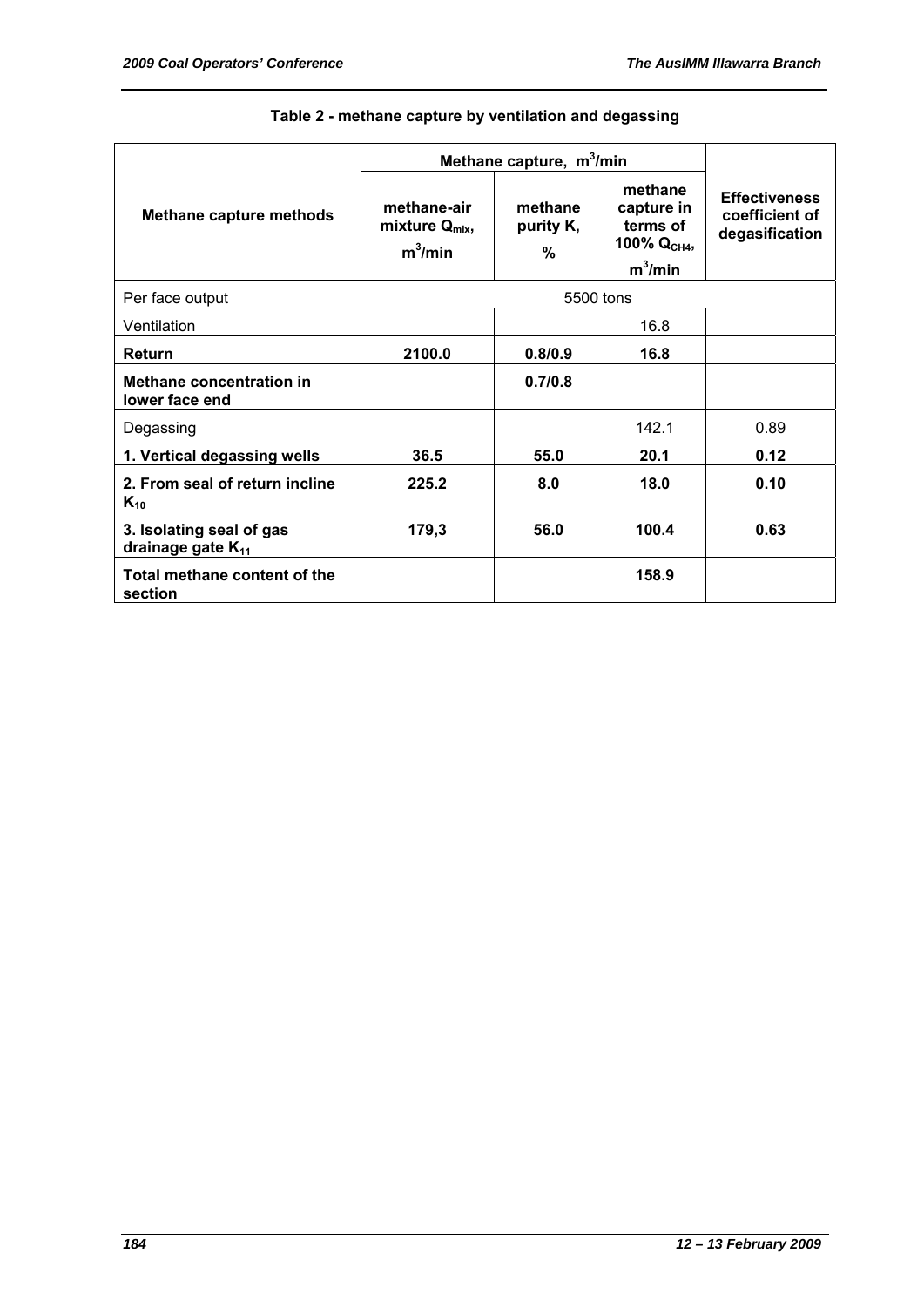**Table 2 - methane capture by ventilation and degassing**

| Methane capture methods | Methane capture, $m^3$/min | | | Effectiveness coefficient of degasification |
|---|---|---|---|---|
| | methane-air mixture $Q_{mix}$, $m^3$/min | methane purity K, % | methane capture in terms of 100% $Q_{CH4}$, $m^3$/min | |
| Per face output | 5500 tons | | | |
| Ventilation | | | 16.8 | |
| **Return** | **2100.0** | **0.8/0.9** | **16.8** | |
| **Methane concentration in lower face end** | | **0.7/0.8** | | |
| Degassing | | | 142.1 | 0.89 |
| **1. Vertical degassing wells** | **36.5** | **55.0** | **20.1** | **0.12** |
| **2. From seal of return incline $K_{10}$** | **225.2** | **8.0** | **18.0** | **0.10** |
| **3. Isolating seal of gas drainage gate $K_{11}$** | **179,3** | **56.0** | **100.4** | **0.63** |
| **Total methane content of the section** | | | **158.9** | |